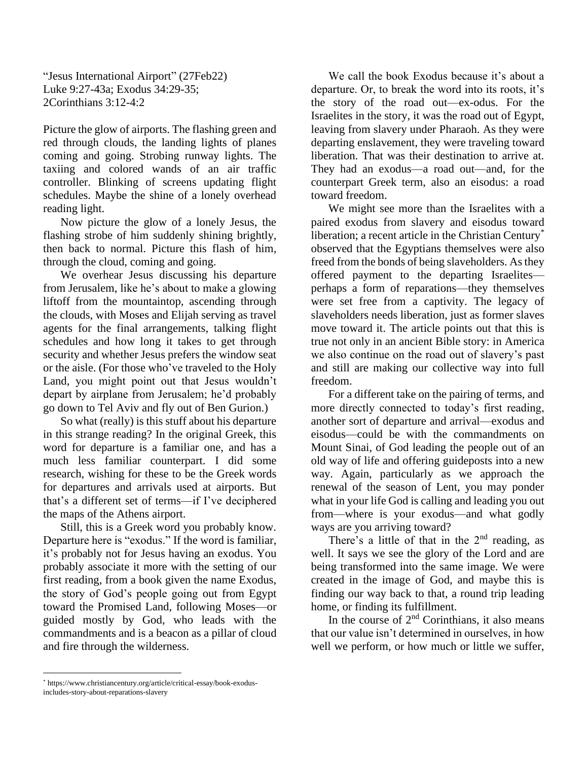"Jesus International Airport" (27Feb22)
Luke 9:27-43a; Exodus 34:29-35;
2Corinthians 3:12-4:2

Picture the glow of airports. The flashing green and red through clouds, the landing lights of planes coming and going. Strobing runway lights. The taxiing and colored wands of an air traffic controller. Blinking of screens updating flight schedules. Maybe the shine of a lonely overhead reading light.

Now picture the glow of a lonely Jesus, the flashing strobe of him suddenly shining brightly, then back to normal. Picture this flash of him, through the cloud, coming and going.

We overhear Jesus discussing his departure from Jerusalem, like he's about to make a glowing liftoff from the mountaintop, ascending through the clouds, with Moses and Elijah serving as travel agents for the final arrangements, talking flight schedules and how long it takes to get through security and whether Jesus prefers the window seat or the aisle. (For those who've traveled to the Holy Land, you might point out that Jesus wouldn't depart by airplane from Jerusalem; he'd probably go down to Tel Aviv and fly out of Ben Gurion.)

So what (really) is this stuff about his departure in this strange reading? In the original Greek, this word for departure is a familiar one, and has a much less familiar counterpart. I did some research, wishing for these to be the Greek words for departures and arrivals used at airports. But that's a different set of terms—if I've deciphered the maps of the Athens airport.

Still, this is a Greek word you probably know. Departure here is "exodus." If the word is familiar, it's probably not for Jesus having an exodus. You probably associate it more with the setting of our first reading, from a book given the name Exodus, the story of God's people going out from Egypt toward the Promised Land, following Moses—or guided mostly by God, who leads with the commandments and is a beacon as a pillar of cloud and fire through the wilderness.

We call the book Exodus because it's about a departure. Or, to break the word into its roots, it's the story of the road out—ex-odus. For the Israelites in the story, it was the road out of Egypt, leaving from slavery under Pharaoh. As they were departing enslavement, they were traveling toward liberation. That was their destination to arrive at. They had an exodus—a road out—and, for the counterpart Greek term, also an eisodus: a road toward freedom.

We might see more than the Israelites with a paired exodus from slavery and eisodus toward liberation; a recent article in the Christian Century* observed that the Egyptians themselves were also freed from the bonds of being slaveholders. As they offered payment to the departing Israelites—perhaps a form of reparations—they themselves were set free from a captivity. The legacy of slaveholders needs liberation, just as former slaves move toward it. The article points out that this is true not only in an ancient Bible story: in America we also continue on the road out of slavery's past and still are making our collective way into full freedom.

For a different take on the pairing of terms, and more directly connected to today's first reading, another sort of departure and arrival—exodus and eisodus—could be with the commandments on Mount Sinai, of God leading the people out of an old way of life and offering guideposts into a new way. Again, particularly as we approach the renewal of the season of Lent, you may ponder what in your life God is calling and leading you out from—where is your exodus—and what godly ways are you arriving toward?

There's a little of that in the 2nd reading, as well. It says we see the glory of the Lord and are being transformed into the same image. We were created in the image of God, and maybe this is finding our way back to that, a round trip leading home, or finding its fulfillment.

In the course of 2nd Corinthians, it also means that our value isn't determined in ourselves, in how well we perform, or how much or little we suffer,

---

* https://www.christiancentury.org/article/critical-essay/book-exodus-includes-story-about-reparations-slavery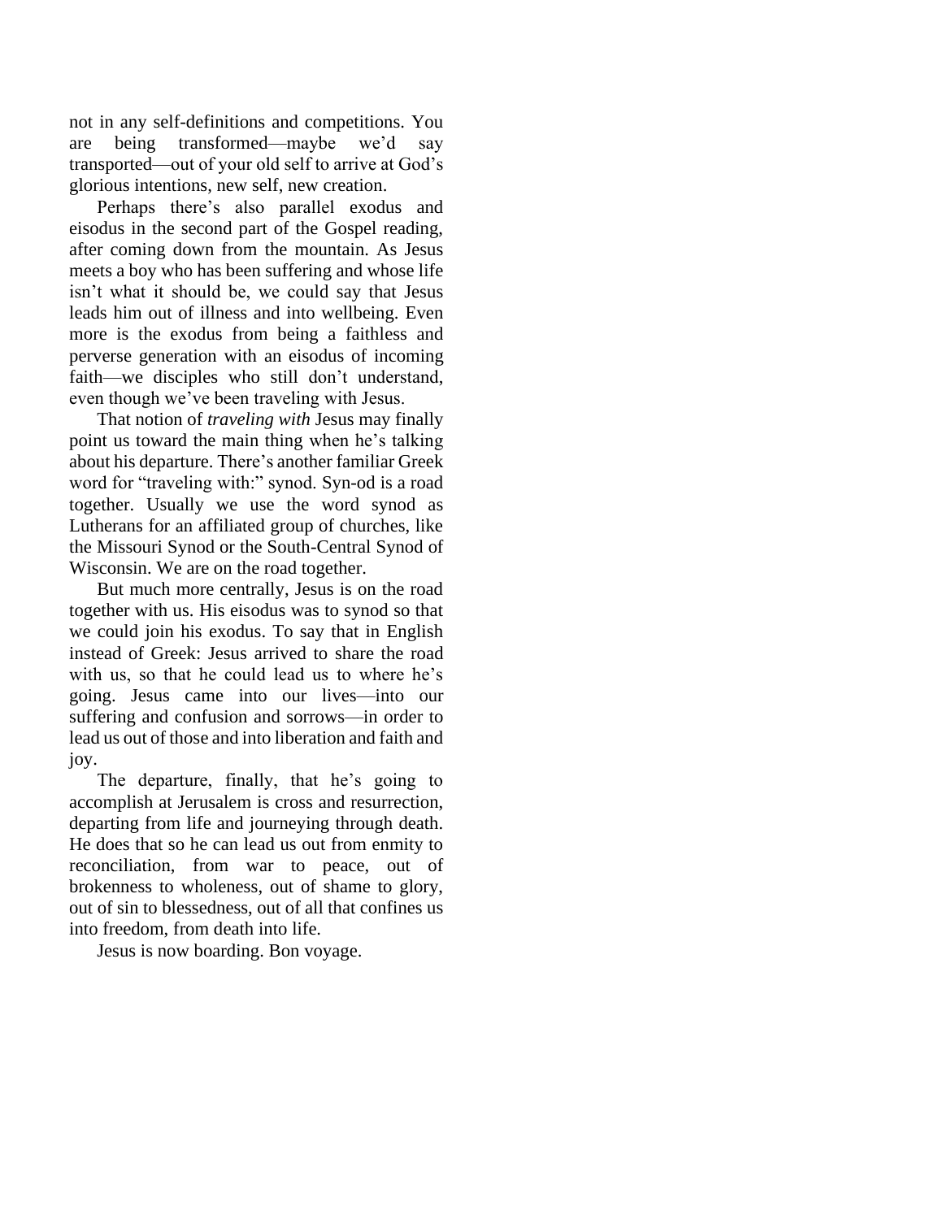not in any self-definitions and competitions. You are being transformed—maybe we'd say transported—out of your old self to arrive at God's glorious intentions, new self, new creation.

Perhaps there's also parallel exodus and eisodus in the second part of the Gospel reading, after coming down from the mountain. As Jesus meets a boy who has been suffering and whose life isn't what it should be, we could say that Jesus leads him out of illness and into wellbeing. Even more is the exodus from being a faithless and perverse generation with an eisodus of incoming faith—we disciples who still don't understand, even though we've been traveling with Jesus.

That notion of *traveling with* Jesus may finally point us toward the main thing when he's talking about his departure. There's another familiar Greek word for "traveling with:" synod. Syn-od is a road together. Usually we use the word synod as Lutherans for an affiliated group of churches, like the Missouri Synod or the South-Central Synod of Wisconsin. We are on the road together.

But much more centrally, Jesus is on the road together with us. His eisodus was to synod so that we could join his exodus. To say that in English instead of Greek: Jesus arrived to share the road with us, so that he could lead us to where he's going. Jesus came into our lives—into our suffering and confusion and sorrows—in order to lead us out of those and into liberation and faith and joy.

The departure, finally, that he's going to accomplish at Jerusalem is cross and resurrection, departing from life and journeying through death. He does that so he can lead us out from enmity to reconciliation, from war to peace, out of brokenness to wholeness, out of shame to glory, out of sin to blessedness, out of all that confines us into freedom, from death into life.

Jesus is now boarding. Bon voyage.